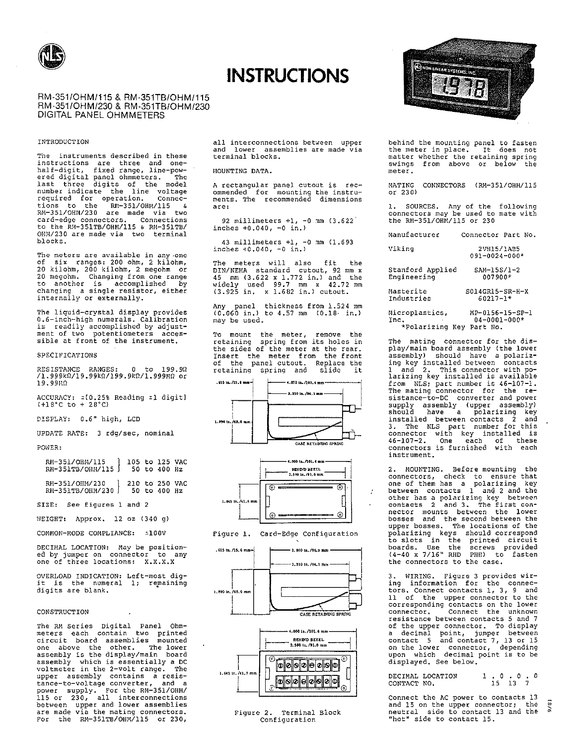# INSTRUCTIONS

RM-351/OHM/115 & RM-351TB/OHM/115
RM-351/OHM/230 & RM-351TB/OHM/230
DIGITAL PANEL OHMMETERS

## INTRODUCTION

The instruments described in these instructions are three and one-half-digit, fixed range, line-powered digital panel ohmmeters. The last three digits of the model number indicate the line voltage required for operation. Connections to the RM-351/OHM/115 & RM-351/OHM/230 are made via two card-edge connectors. Connections to the RM-351TB/OHM/115 & RM-351TB/OHM/230 are made via two terminal blocks.

The meters are available in any one of six ranges: 200 ohm, 2 kilohm, 20 kilohm, 200 kilohm, 2 megohm or 20 megohm. Changing from one range to another is accomplished by changing a single resistor, either internally or externally.

The liquid-crystal display provides 0.6-inch-high numerals. Calibration is readily accomplished by adjustment of two potentiometers accessible at front of the instrument.

## SPECIFICATIONS

RESISTANCE RANGES: 0 to 199.9Ω /1.999kΩ/19.99kΩ/199.9kΩ/1.999MΩ or 19.99MΩ

ACCURACY: ±(0.25% Reading ±1 digit) (+18°C to + 28°C)

DISPLAY: 0.6" high, LCD

UPDATE RATE: 3 rdg/sec, nominal

POWER:

| Model | Voltage | Frequency |
|---|---|---|
| RM-351/OHM/115, RM-351TB/OHM/115 | 105 to 125 VAC | 50 to 400 Hz |
| RM-351/OHM/230, RM-351TB/OHM/230 | 210 to 250 VAC | 50 to 400 Hz |

SIZE: See figures 1 and 2

WEIGHT: Approx. 12 oz (340 g)

COMMON-MODE COMPLIANCE: ±100V

DECIMAL LOCATION: May be positioned by jumper on connector to any one of three locations: X.X.X.X

OVERLOAD INDICATION: Left-most digit is the numeral 1; remaining digits are blank.

## CONSTRUCTION

The RM Series Digital Panel Ohmmeters each contain two printed circuit board assemblies mounted one above the other. The lower assembly is the display/main board assembly which is essentially a DC voltmeter in the 2-volt range. The upper assembly contains a resistance-to-voltage converter, and a power supply. For the RM-351/OHM/115 or 230, all interconnections between upper and lower assemblies are made via the mating connectors. For the RM-351TB/OHM/115 or 230, all interconnections between upper and lower assemblies are made via terminal blocks.

## MOUNTING DATA.

A rectangular panel cutout is recommended for mounting the instruments. The recommended dimensions are:

92 millimeters +1, -0 mm (3.622 inches +0.040, -0 in.)

43 millimeters +1, -0 mm (1.693 inches +0.040, -0 in.)

The meters will also fit the DIN/NEMA standard cutout, 92 mm x 45 mm (3.622 x 1.772 in.) and the widely used 99.7 mm x 42.72 mm (3.925 in. x 1.682 in.) cutout.

Any panel thickness from 1.524 mm (0.060 in.) to 4.57 mm (0.18 in.) may be used.

To mount the meter, remove the retaining spring from its holes in the sides of the meter at the rear. Insert the meter from the front of the panel cutout. Replace the retaining spring and slide it behind the mounting panel to fasten the meter in place. It does not matter whether the retaining spring swings from above or below the meter.

.615 in./15.6 mm — 4.072 in./103.4 mm — 3.310 in./84.1 mm — 1.890 in./48.0 mm — CASE RETAINING SPRING

4.000 in./101.6 mm — BEHIND BEZEL 3.580 in./91.0 mm — 1.645 in./41.8 mm

Figure 1. Card-Edge Configuration

.615 in./15.6 mm — 3.800 in./96.5 mm — 3.310 in./84.1 mm — 1.890 in./48.0 mm — CASE RETAINING SPRING

4.000 in./101.6 mm — BEHIND BEZEL 3.580 in./91.0 mm — 1.645 in./41.8 mm

Figure 2. Terminal Block Configuration

## MATING CONNECTORS (RM-351/OHM/115 or 230)

1. SOURCES. Any of the following connectors may be used to mate with the RM-351/OHM/115 or 230

| Manufacturer | Connector Part No. |
|---|---|
| Viking | 2VH15/1AB5<br>091-0024-000* |
| Stanford Applied Engineering | SAM-15S/1-2<br>007900* |
| Masterite Industries | S014GR15-SR-H-X<br>60217-1* |
| Microplastics, Inc. | MP-0156-15-SP-1<br>04-0001-000* |

*Polarizing Key Part No.

The mating connector for the display/main board assembly (the lower assembly) should have a polarizing key installed between contacts 1 and 2. This connector with polarizing key installed is available from NLS; part number is 46-107-1. The mating connector for the resistance-to-DC converter and power supply assembly (upper assembly) should have a polarizing key installed between contacts 2 and 3. The NLS part number for this connector with key installed is 46-107-2. One each of these connectors is furnished with each instrument.

2. MOUNTING. Before mounting the connectors, check to ensure that one of them has a polarizing key between contacts 1 and 2 and the other has a polarizing key between contacts 2 and 3. The first connector mounts between the lower bosses and the second between the upper bosses. The locations of the polarizing keys should correspond to slots in the printed circuit boards. Use the screws provided (4-40 x 7/16" RHD PHH) to fasten the connectors to the case.

3. WIRING. Figure 3 provides wiring information for the connectors. Connect contacts 1, 3, 9 and 11 of the upper connector to the corresponding contacts on the lower connector. Connect the unknown resistance between contacts 5 and 7 of the upper connector. To display a decimal point, jumper between contact 5 and contact 7, 13 or 15 on the lower connector, depending upon which decimal point is to be displayed. See below.

| DECIMAL LOCATION | 1 . 0 . 0 . 0 |
|---|---|
| CONTACT NO. | 15  13  7 |

Connect the AC power to contacts 13 and 15 on the upper connector; the neutral side to contact 13 and the "hot" side to contact 15.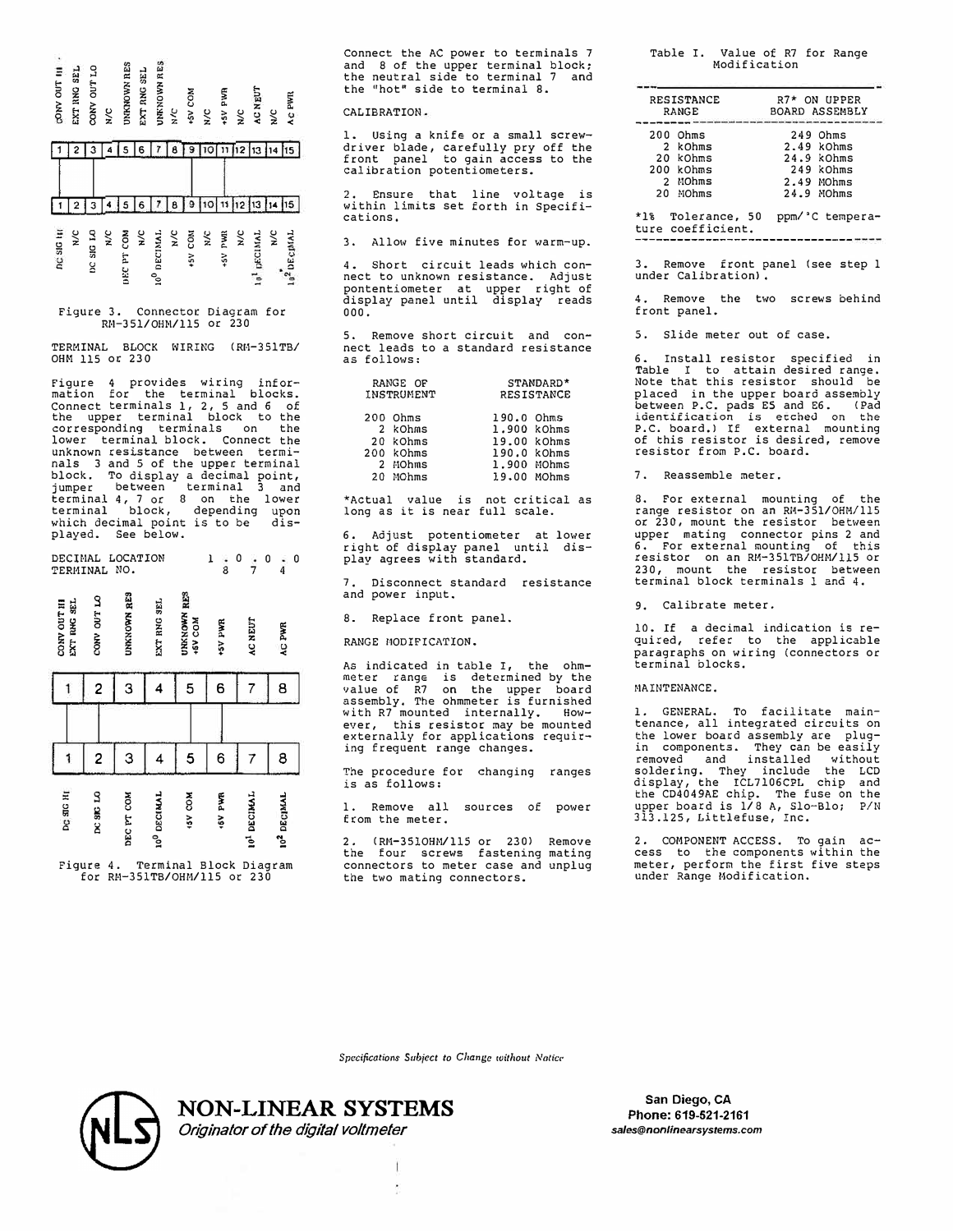CONV OUT HI
EXT RNG SEL
CONV OUT LO
N/C
UNKNOWN RES
EXT RNG SEL
UNKNOWN RES
N/C
+5V COM
N/C
+5V PWR
N/C
AC NEUT
N/C
AC PWR

1 2 3 4 5 6 7 8 9 10 11 12 13 14 15

1 2 3 4 5 6 7 8 9 10 11 12 13 14 15

DC SIG HI
N/C
DC SIG LO
N/C
DEC PT COM
N/C
$10^0$ DECIMAL
N/C
+5V COM
N/C
+5V PWR
N/C
$10^1$ DECIMAL
N/C
$10^2$ DECIMAL

Figure 3. Connector Diagram for RM-351/OHM/115 or 230

TERMINAL BLOCK WIRING (RM-351TB/OHM 115 or 230

Figure 4 provides wiring information for the terminal blocks. Connect terminals 1, 2, 5 and 6 of the upper terminal block to the corresponding terminals on the lower terminal block. Connect the unknown resistance between terminals 3 and 5 of the upper terminal block. To display a decimal point, jumper between terminal 3 and terminal 4, 7 or 8 on the lower terminal block, depending upon which decimal point is to be displayed. See below.

| | | | | |
|---|---|---|---|---|
| DECIMAL LOCATION | 1 | .0 | .0 | .0 |
| TERMINAL NO. | | 8 | 7 | 4 |

CONV OUT HI
EXT RNG SEL
CONV OUT LO
UNKNOWN RES
EXT RNG SEL
UNKNOWN RES
+5V COM
+5V PWR
AC NEUT
AC PWR

1 2 3 4 5 6 7 8

1 2 3 4 5 6 7 8

DC SIG HI
DC SIG LO
DEC PT COM
$10^0$ DECIMAL
+5V COM
+5V PWR
$10^1$ DECIMAL
$10^2$ DECIMAL

Figure 4. Terminal Block Diagram for RM-351TB/OHM/115 or 230

Connect the AC power to terminals 7 and 8 of the upper terminal block; the neutral side to terminal 7 and the "hot" side to terminal 8.

CALIBRATION.

1. Using a knife or a small screwdriver blade, carefully pry off the front panel to gain access to the calibration potentiometers.

2. Ensure that line voltage is within limits set forth in Specifications.

3. Allow five minutes for warm-up.

4. Short circuit leads which connect to unknown resistance. Adjust pontentiometer at upper right of display panel until display reads 000.

5. Remove short circuit and connect leads to a standard resistance as follows:

| RANGE OF INSTRUMENT | STANDARD* RESISTANCE |
|---|---|
| 200 Ohms | 190.0 Ohms |
| 2 kOhms | 1.900 kOhms |
| 20 kOhms | 19.00 kOhms |
| 200 kOhms | 190.0 kOhms |
| 2 MOhms | 1.900 MOhms |
| 20 MOhms | 19.00 MOhms |

*Actual value is not critical as long as it is near full scale.

6. Adjust potentiometer at lower right of display panel until display agrees with standard.

7. Disconnect standard resistance and power input.

8. Replace front panel.

RANGE MODIFICATION.

As indicated in table I, the ohmmeter range is determined by the value of R7 on the upper board assembly. The ohmmeter is furnished with R7 mounted internally. However, this resistor may be mounted externally for applications requiring frequent range changes.

The procedure for changing ranges is as follows:

1. Remove all sources of power from the meter.

2. (RM-351OHM/115 or 230) Remove the four screws fastening mating connectors to meter case and unplug the two mating connectors.

Table I. Value of R7 for Range Modification

| RESISTANCE RANGE | R7* ON UPPER BOARD ASSEMBLY |
|---|---|
| 200 Ohms | 249 Ohms |
| 2 kOhms | 2.49 kOhms |
| 20 kOhms | 24.9 kOhms |
| 200 kOhms | 249 kOhms |
| 2 MOhms | 2.49 MOhms |
| 20 MOhms | 24.9 MOhms |

*1% Tolerance, 50 ppm/°C temperature coefficient.

3. Remove front panel (see step 1 under Calibration).

4. Remove the two screws behind front panel.

5. Slide meter out of case.

6. Install resistor specified in Table I to attain desired range. Note that this resistor should be placed in the upper board assembly between P.C. pads E5 and E6. (Pad identification is etched on the P.C. board.) If external mounting of this resistor is desired, remove resistor from P.C. board.

7. Reassemble meter.

8. For external mounting of the range resistor on an RM-351/OHM/115 or 230, mount the resistor between upper mating connector pins 2 and 6. For external mounting of this resistor on an RM-351TB/OHM/115 or 230, mount the resistor between terminal block terminals 1 and 4.

9. Calibrate meter.

10. If a decimal indication is required, refer to the applicable paragraphs on wiring (connectors or terminal blocks.

MAINTENANCE.

1. GENERAL. To facilitate maintenance, all integrated circuits on the lower board assembly are plug-in components. They can be easily removed and installed without soldering. They include the LCD display, the ICL7106CPL chip and the CD4049AE chip. The fuse on the upper board is 1/8 A, Slo-Blo; P/N 313.125, Littlefuse, Inc.

2. COMPONENT ACCESS. To gain access to the components within the meter, perform the first five steps under Range Modification.

*Specifications Subject to Change without Notice*

**NON-LINEAR SYSTEMS**
*Originator of the digital voltmeter*

San Diego, CA
Phone: 619-521-2161
sales@nonlinearsystems.com